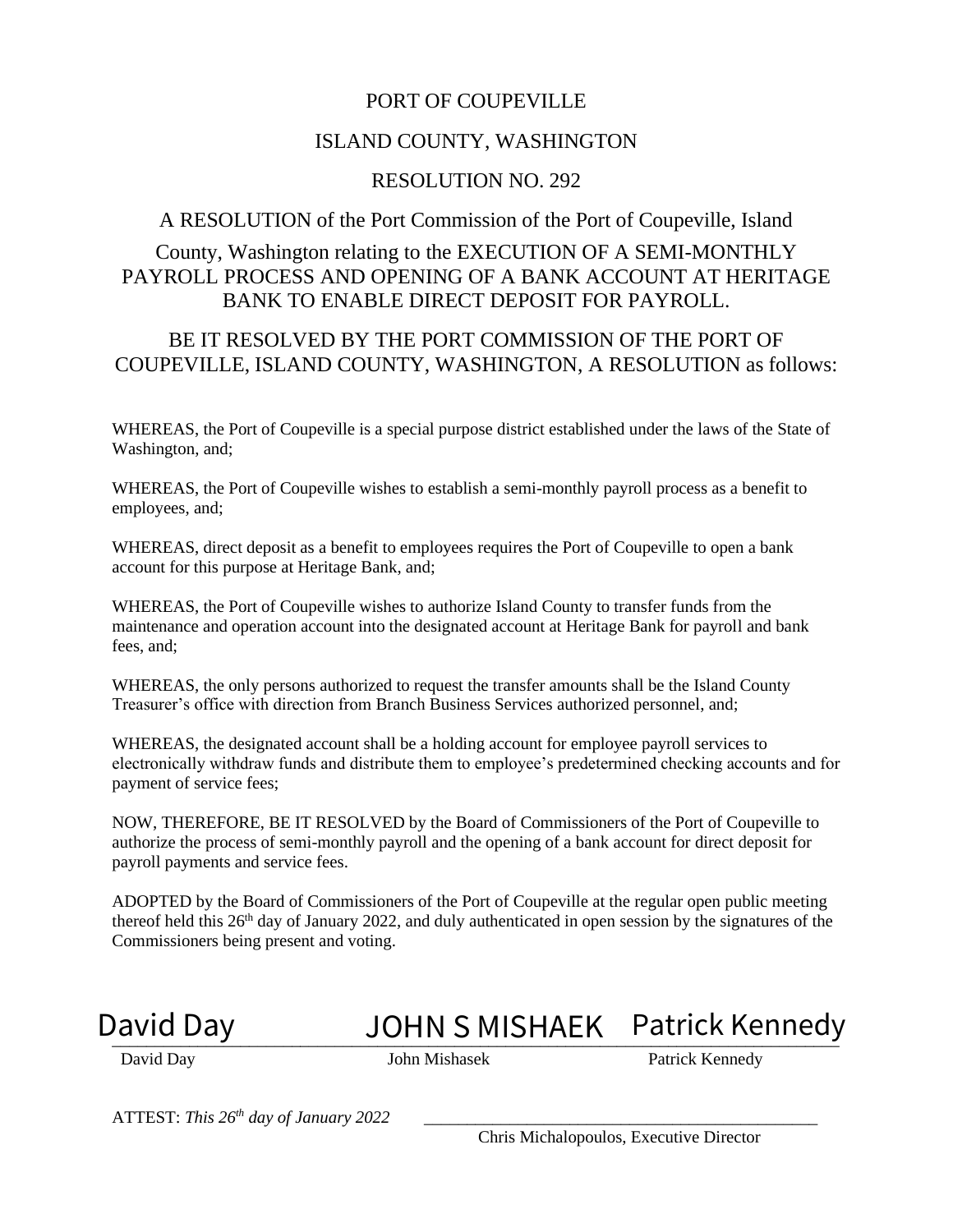# PORT OF COUPEVILLE

# ISLAND COUNTY, WASHINGTON

# RESOLUTION NO. 292

A RESOLUTION of the Port Commission of the Port of Coupeville, Island County, Washington relating to the EXECUTION OF A SEMI-MONTHLY PAYROLL PROCESS AND OPENING OF A BANK ACCOUNT AT HERITAGE BANK TO ENABLE DIRECT DEPOSIT FOR PAYROLL.

BE IT RESOLVED BY THE PORT COMMISSION OF THE PORT OF COUPEVILLE, ISLAND COUNTY, WASHINGTON, A RESOLUTION as follows:

WHEREAS, the Port of Coupeville is a special purpose district established under the laws of the State of Washington, and;

WHEREAS, the Port of Coupeville wishes to establish a semi-monthly payroll process as a benefit to employees, and;

WHEREAS, direct deposit as a benefit to employees requires the Port of Coupeville to open a bank account for this purpose at Heritage Bank, and;

WHEREAS, the Port of Coupeville wishes to authorize Island County to transfer funds from the maintenance and operation account into the designated account at Heritage Bank for payroll and bank fees, and;

WHEREAS, the only persons authorized to request the transfer amounts shall be the Island County Treasurer's office with direction from Branch Business Services authorized personnel, and;

WHEREAS, the designated account shall be a holding account for employee payroll services to electronically withdraw funds and distribute them to employee's predetermined checking accounts and for payment of service fees;

NOW, THEREFORE, BE IT RESOLVED by the Board of Commissioners of the Port of Coupeville to authorize the process of semi-monthly payroll and the opening of a bank account for direct deposit for payroll payments and service fees.

ADOPTED by the Board of Commissioners of the Port of Coupeville at the regular open public meeting thereof held this 26th day of January 2022, and duly authenticated in open session by the signatures of the Commissioners being present and voting.

David Day — JOHN S MISHAEK — Patrick Kennedy

David Day | John Mishasek | Patrick Kennedy

ATTEST: *This 26th day of January 2022* \_\_\_\_\_\_\_\_\_\_\_\_\_\_\_\_\_\_\_\_\_\_\_\_\_\_\_\_\_\_\_\_\_\_\_\_\_\_\_\_

Chris Michalopoulos, Executive Director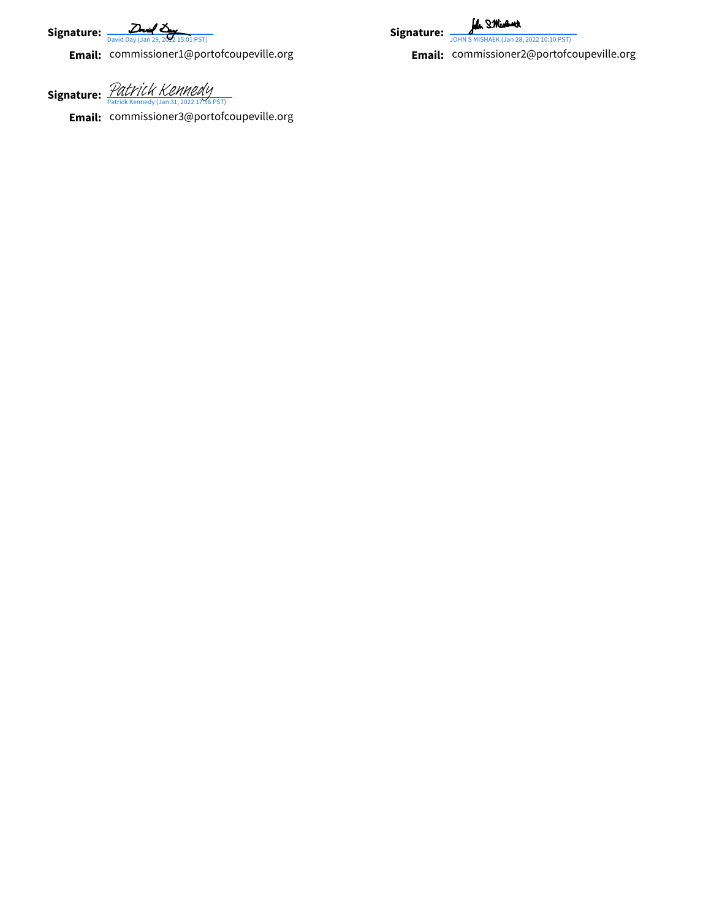**Signature:** David Day
David Day (Jan 29, 2022 15:01 PST)

**Email:** commissioner1@portofcoupeville.org

**Signature:** John S Mishaek
JOHN S MISHAEK (Jan 28, 2022 10:10 PST)

**Email:** commissioner2@portofcoupeville.org

**Signature:** Patrick Kennedy
Patrick Kennedy (Jan 31, 2022 17:56 PST)

**Email:** commissioner3@portofcoupeville.org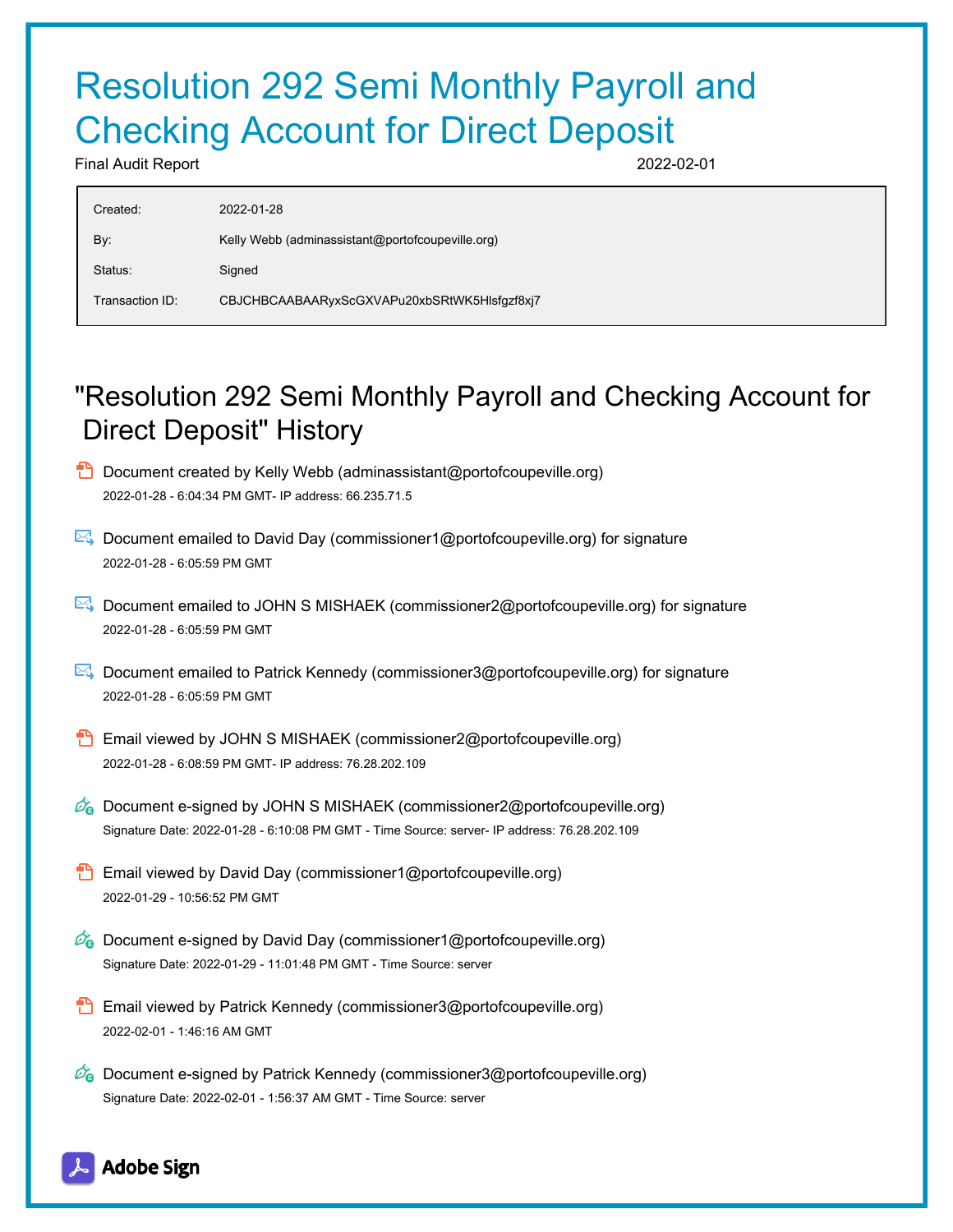# Resolution 292 Semi Monthly Payroll and Checking Account for Direct Deposit

Final Audit Report 2022-02-01

| | |
|---|---|
| Created: | 2022-01-28 |
| By: | Kelly Webb (adminassistant@portofcoupeville.org) |
| Status: | Signed |
| Transaction ID: | CBJCHBCAABAARyxScGXVAPu20xbSRtWK5Hlsfgzf8xj7 |

## "Resolution 292 Semi Monthly Payroll and Checking Account for Direct Deposit" History

- Document created by Kelly Webb (adminassistant@portofcoupeville.org)
  2022-01-28 - 6:04:34 PM GMT- IP address: 66.235.71.5

- Document emailed to David Day (commissioner1@portofcoupeville.org) for signature
  2022-01-28 - 6:05:59 PM GMT

- Document emailed to JOHN S MISHAEK (commissioner2@portofcoupeville.org) for signature
  2022-01-28 - 6:05:59 PM GMT

- Document emailed to Patrick Kennedy (commissioner3@portofcoupeville.org) for signature
  2022-01-28 - 6:05:59 PM GMT

- Email viewed by JOHN S MISHAEK (commissioner2@portofcoupeville.org)
  2022-01-28 - 6:08:59 PM GMT- IP address: 76.28.202.109

- Document e-signed by JOHN S MISHAEK (commissioner2@portofcoupeville.org)
  Signature Date: 2022-01-28 - 6:10:08 PM GMT - Time Source: server- IP address: 76.28.202.109

- Email viewed by David Day (commissioner1@portofcoupeville.org)
  2022-01-29 - 10:56:52 PM GMT

- Document e-signed by David Day (commissioner1@portofcoupeville.org)
  Signature Date: 2022-01-29 - 11:01:48 PM GMT - Time Source: server

- Email viewed by Patrick Kennedy (commissioner3@portofcoupeville.org)
  2022-02-01 - 1:46:16 AM GMT

- Document e-signed by Patrick Kennedy (commissioner3@portofcoupeville.org)
  Signature Date: 2022-02-01 - 1:56:37 AM GMT - Time Source: server

Adobe Sign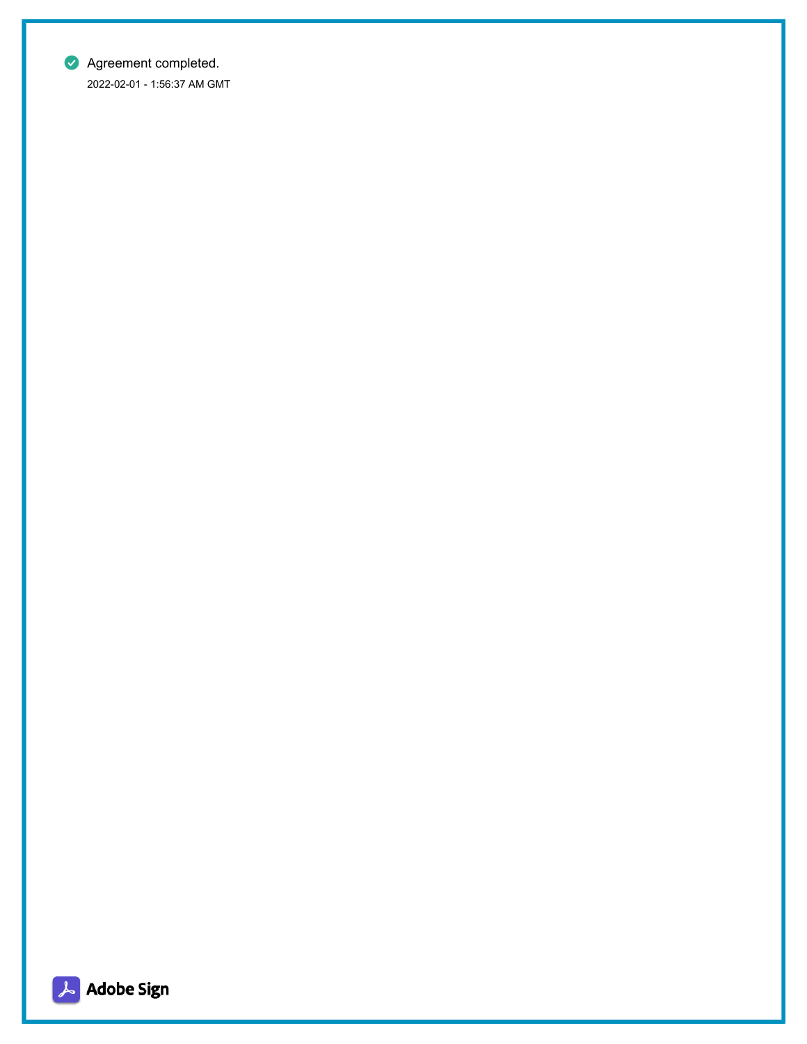Agreement completed.

2022-02-01 - 1:56:37 AM GMT

Adobe Sign